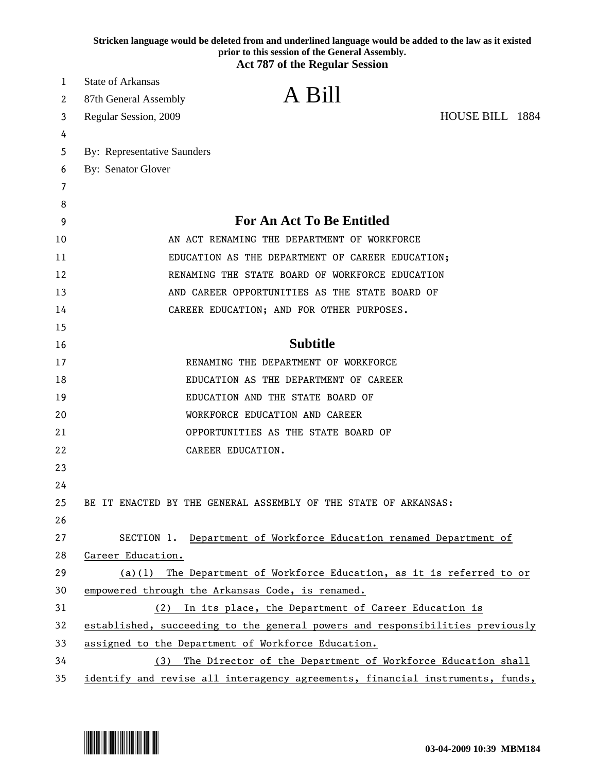**Stricken language would be deleted from and underlined language would be added to the law as it existed prior to this session of the General Assembly.**

**Act 787 of the Regular Session**

State of Arkansas
87th General Assembly
Regular Session, 2009

# A Bill

HOUSE BILL 1884

By: Representative Saunders
By: Senator Glover

## For An Act To Be Entitled

AN ACT RENAMING THE DEPARTMENT OF WORKFORCE EDUCATION AS THE DEPARTMENT OF CAREER EDUCATION; RENAMING THE STATE BOARD OF WORKFORCE EDUCATION AND CAREER OPPORTUNITIES AS THE STATE BOARD OF CAREER EDUCATION; AND FOR OTHER PURPOSES.

## Subtitle

RENAMING THE DEPARTMENT OF WORKFORCE EDUCATION AS THE DEPARTMENT OF CAREER EDUCATION AND THE STATE BOARD OF WORKFORCE EDUCATION AND CAREER OPPORTUNITIES AS THE STATE BOARD OF CAREER EDUCATION.

BE IT ENACTED BY THE GENERAL ASSEMBLY OF THE STATE OF ARKANSAS:

SECTION 1. <u>Department of Workforce Education renamed Department of Career Education.</u>

<u>(a)(1) The Department of Workforce Education, as it is referred to or empowered through the Arkansas Code, is renamed.</u>

<u>(2) In its place, the Department of Career Education is established, succeeding to the general powers and responsibilities previously assigned to the Department of Workforce Education.</u>

<u>(3) The Director of the Department of Workforce Education shall identify and revise all interagency agreements, financial instruments, funds,</u>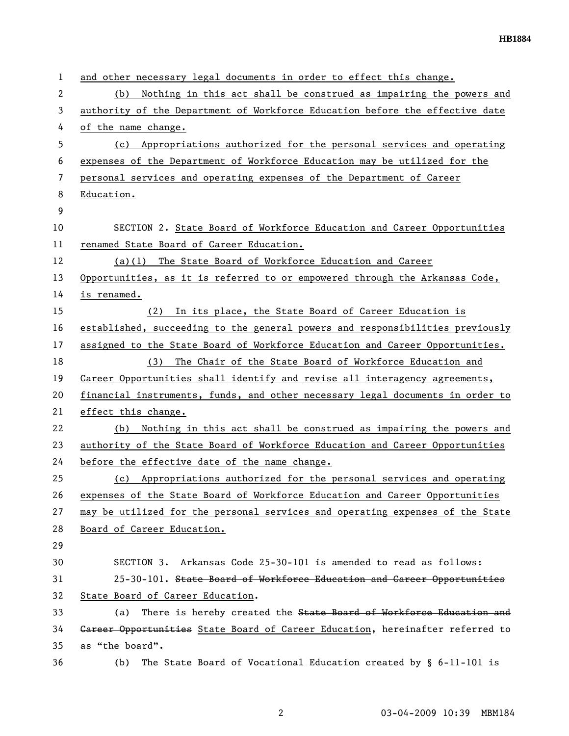and other necessary legal documents in order to effect this change.

(b) Nothing in this act shall be construed as impairing the powers and authority of the Department of Workforce Education before the effective date of the name change.

(c) Appropriations authorized for the personal services and operating expenses of the Department of Workforce Education may be utilized for the personal services and operating expenses of the Department of Career Education.

SECTION 2. State Board of Workforce Education and Career Opportunities renamed State Board of Career Education.

(a)(1) The State Board of Workforce Education and Career Opportunities, as it is referred to or empowered through the Arkansas Code, is renamed.

(2) In its place, the State Board of Career Education is established, succeeding to the general powers and responsibilities previously assigned to the State Board of Workforce Education and Career Opportunities.

(3) The Chair of the State Board of Workforce Education and Career Opportunities shall identify and revise all interagency agreements, financial instruments, funds, and other necessary legal documents in order to effect this change.

(b) Nothing in this act shall be construed as impairing the powers and authority of the State Board of Workforce Education and Career Opportunities before the effective date of the name change.

(c) Appropriations authorized for the personal services and operating expenses of the State Board of Workforce Education and Career Opportunities may be utilized for the personal services and operating expenses of the State Board of Career Education.

SECTION 3. Arkansas Code 25-30-101 is amended to read as follows:

25-30-101. ~~State Board of Workforce Education and Career Opportunities~~ State Board of Career Education.

(a) There is hereby created the ~~State Board of Workforce Education and Career Opportunities~~ State Board of Career Education, hereinafter referred to as "the board".

(b) The State Board of Vocational Education created by § 6-11-101 is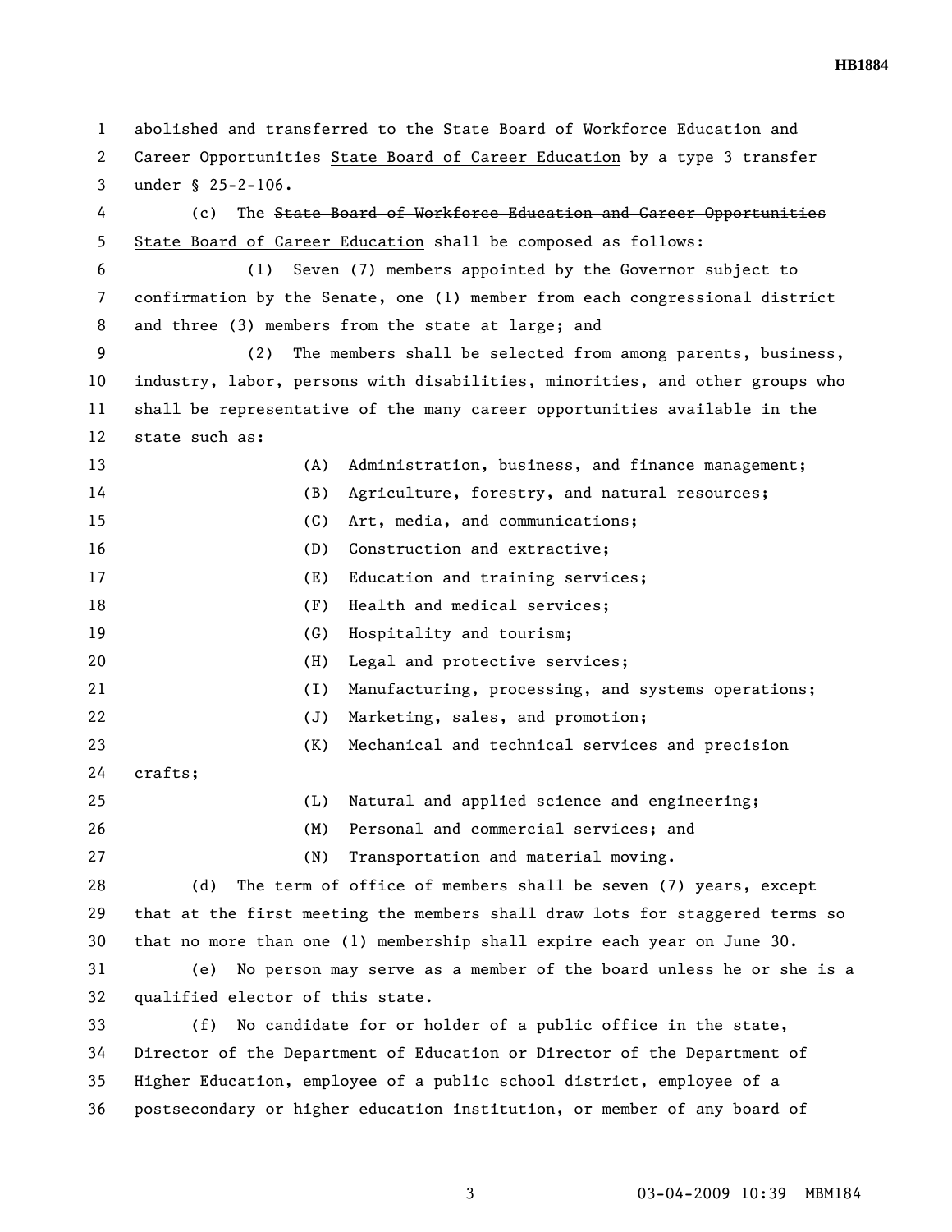abolished and transferred to the ~~State Board of Workforce Education and Career Opportunities~~ <u>State Board of Career Education</u> by a type 3 transfer under § 25-2-106.

(c) The ~~State Board of Workforce Education and Career Opportunities~~ <u>State Board of Career Education</u> shall be composed as follows:

(1) Seven (7) members appointed by the Governor subject to confirmation by the Senate, one (1) member from each congressional district and three (3) members from the state at large; and

(2) The members shall be selected from among parents, business, industry, labor, persons with disabilities, minorities, and other groups who shall be representative of the many career opportunities available in the state such as:

(A) Administration, business, and finance management;

(B) Agriculture, forestry, and natural resources;

(C) Art, media, and communications;

(D) Construction and extractive;

(E) Education and training services;

(F) Health and medical services;

(G) Hospitality and tourism;

(H) Legal and protective services;

(I) Manufacturing, processing, and systems operations;

(J) Marketing, sales, and promotion;

(K) Mechanical and technical services and precision crafts;

(L) Natural and applied science and engineering;

(M) Personal and commercial services; and

(N) Transportation and material moving.

(d) The term of office of members shall be seven (7) years, except that at the first meeting the members shall draw lots for staggered terms so that no more than one (1) membership shall expire each year on June 30.

(e) No person may serve as a member of the board unless he or she is a qualified elector of this state.

(f) No candidate for or holder of a public office in the state, Director of the Department of Education or Director of the Department of Higher Education, employee of a public school district, employee of a postsecondary or higher education institution, or member of any board of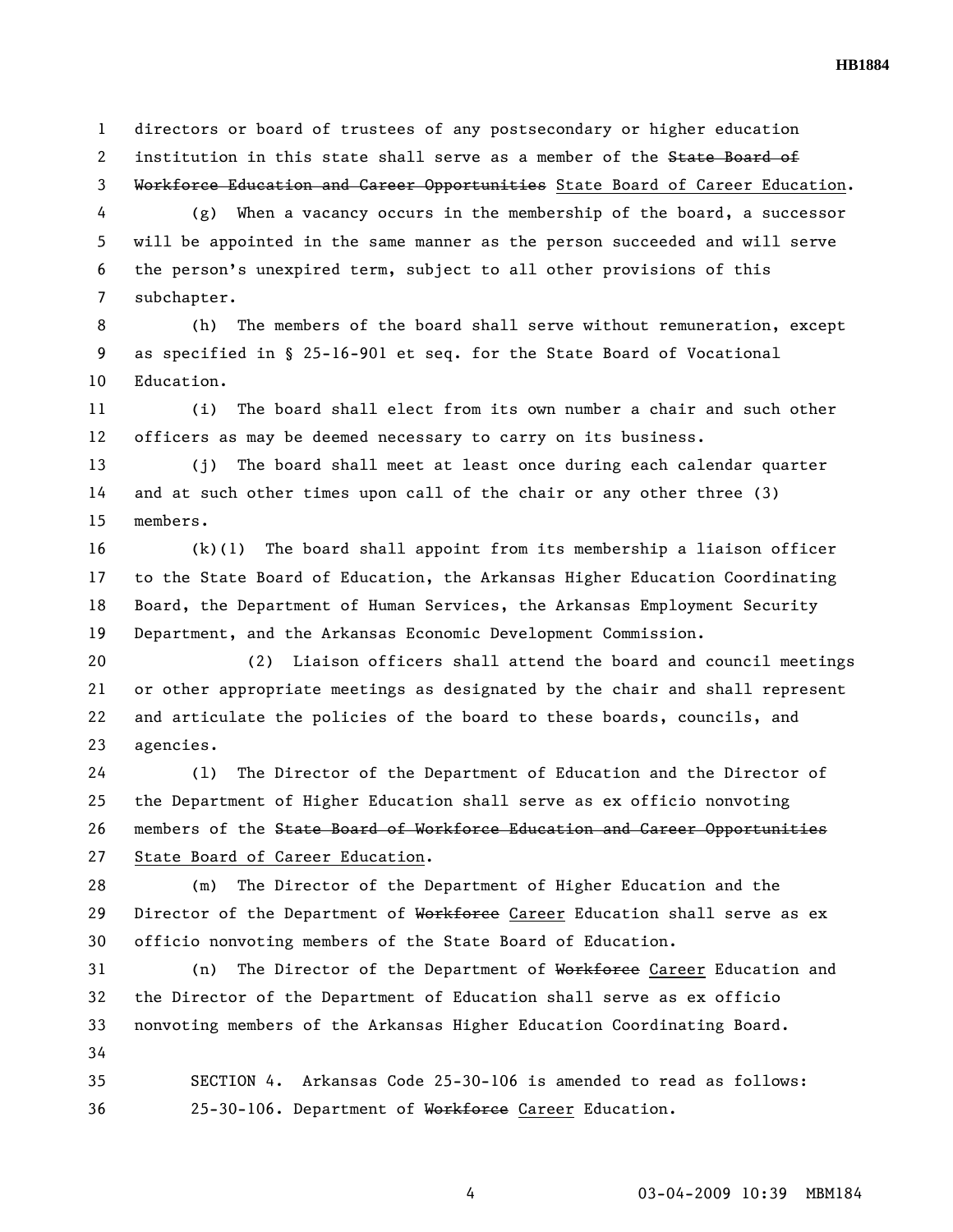directors or board of trustees of any postsecondary or higher education institution in this state shall serve as a member of the ~~State Board of Workforce Education and Career Opportunities~~ State Board of Career Education.

(g) When a vacancy occurs in the membership of the board, a successor will be appointed in the same manner as the person succeeded and will serve the person's unexpired term, subject to all other provisions of this subchapter.

(h) The members of the board shall serve without remuneration, except as specified in § 25-16-901 et seq. for the State Board of Vocational Education.

(i) The board shall elect from its own number a chair and such other officers as may be deemed necessary to carry on its business.

(j) The board shall meet at least once during each calendar quarter and at such other times upon call of the chair or any other three (3) members.

(k)(1) The board shall appoint from its membership a liaison officer to the State Board of Education, the Arkansas Higher Education Coordinating Board, the Department of Human Services, the Arkansas Employment Security Department, and the Arkansas Economic Development Commission.

(2) Liaison officers shall attend the board and council meetings or other appropriate meetings as designated by the chair and shall represent and articulate the policies of the board to these boards, councils, and agencies.

(l) The Director of the Department of Education and the Director of the Department of Higher Education shall serve as ex officio nonvoting members of the ~~State Board of Workforce Education and Career Opportunities~~ State Board of Career Education.

(m) The Director of the Department of Higher Education and the Director of the Department of ~~Workforce~~ Career Education shall serve as ex officio nonvoting members of the State Board of Education.

(n) The Director of the Department of ~~Workforce~~ Career Education and the Director of the Department of Education shall serve as ex officio nonvoting members of the Arkansas Higher Education Coordinating Board.

SECTION 4. Arkansas Code 25-30-106 is amended to read as follows:

25-30-106. Department of ~~Workforce~~ Career Education.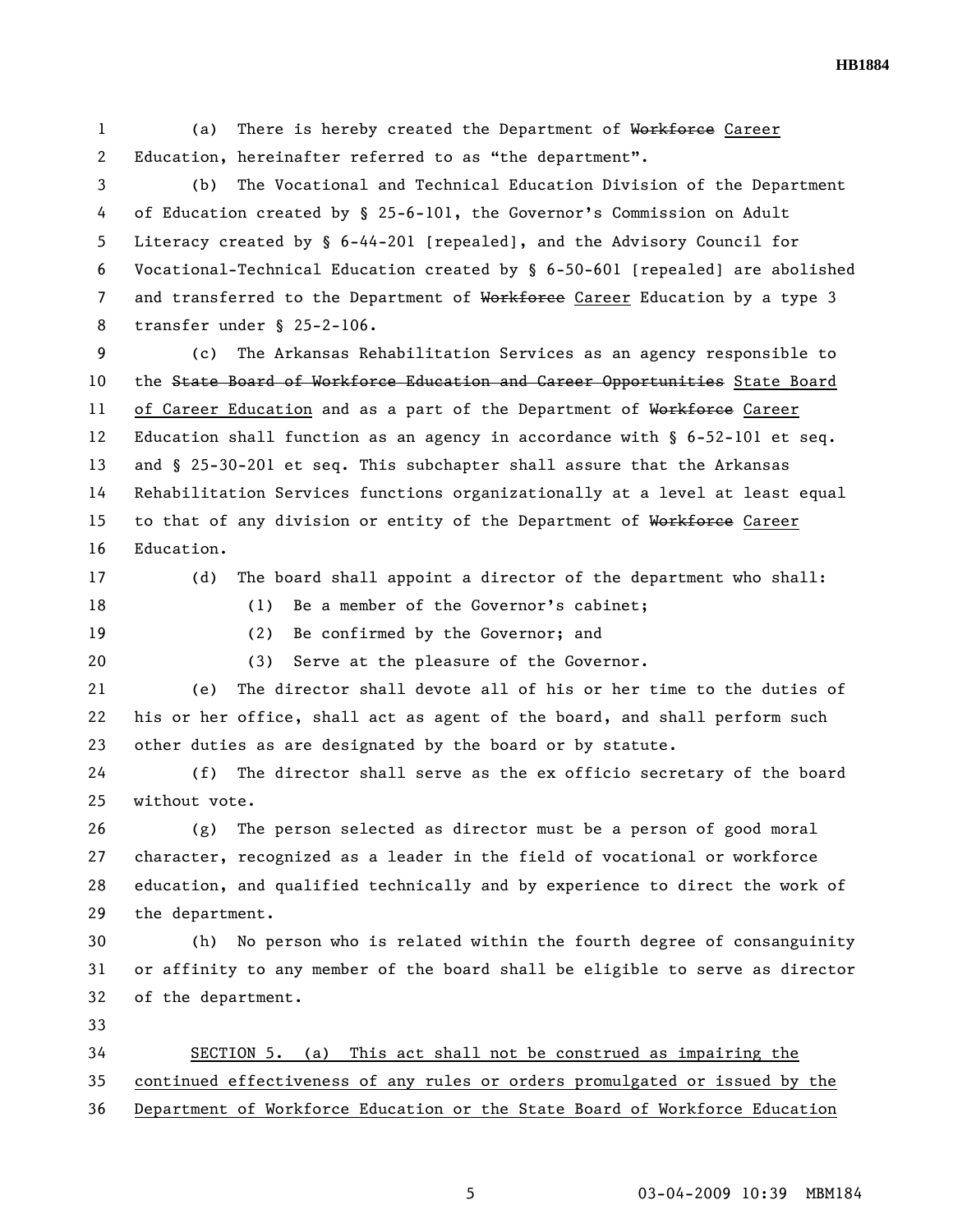(a) There is hereby created the Department of ~~Workforce~~ Career Education, hereinafter referred to as "the department".

(b) The Vocational and Technical Education Division of the Department of Education created by § 25-6-101, the Governor's Commission on Adult Literacy created by § 6-44-201 [repealed], and the Advisory Council for Vocational-Technical Education created by § 6-50-601 [repealed] are abolished and transferred to the Department of ~~Workforce~~ Career Education by a type 3 transfer under § 25-2-106.

(c) The Arkansas Rehabilitation Services as an agency responsible to the ~~State Board of Workforce Education and Career Opportunities~~ State Board of Career Education and as a part of the Department of ~~Workforce~~ Career Education shall function as an agency in accordance with § 6-52-101 et seq. and § 25-30-201 et seq. This subchapter shall assure that the Arkansas Rehabilitation Services functions organizationally at a level at least equal to that of any division or entity of the Department of ~~Workforce~~ Career Education.

(d) The board shall appoint a director of the department who shall:

(1) Be a member of the Governor's cabinet;

(2) Be confirmed by the Governor; and

(3) Serve at the pleasure of the Governor.

(e) The director shall devote all of his or her time to the duties of his or her office, shall act as agent of the board, and shall perform such other duties as are designated by the board or by statute.

(f) The director shall serve as the ex officio secretary of the board without vote.

(g) The person selected as director must be a person of good moral character, recognized as a leader in the field of vocational or workforce education, and qualified technically and by experience to direct the work of the department.

(h) No person who is related within the fourth degree of consanguinity or affinity to any member of the board shall be eligible to serve as director of the department.

SECTION 5. (a) This act shall not be construed as impairing the continued effectiveness of any rules or orders promulgated or issued by the Department of Workforce Education or the State Board of Workforce Education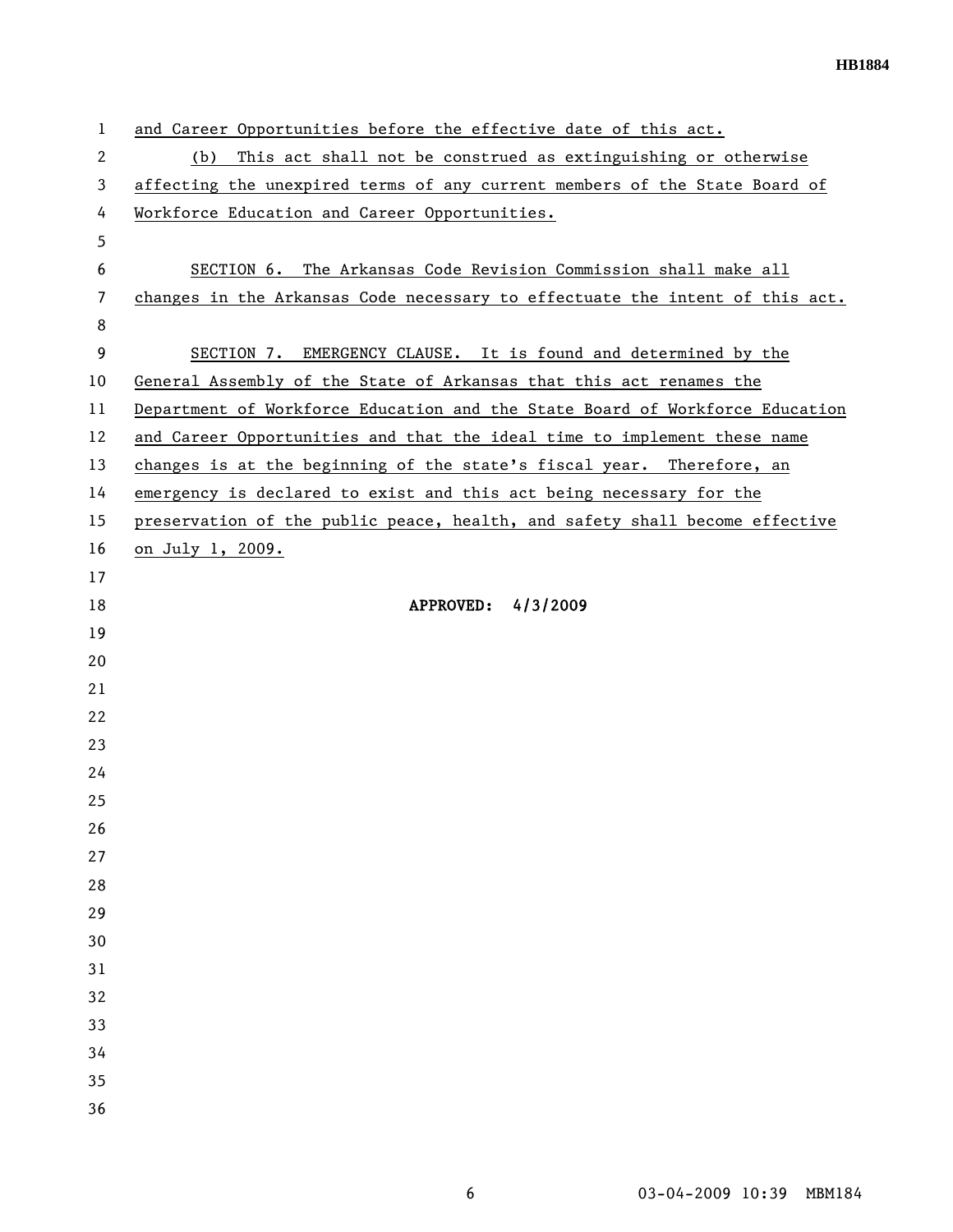and Career Opportunities before the effective date of this act.

(b) This act shall not be construed as extinguishing or otherwise affecting the unexpired terms of any current members of the State Board of Workforce Education and Career Opportunities.

SECTION 6. The Arkansas Code Revision Commission shall make all changes in the Arkansas Code necessary to effectuate the intent of this act.

SECTION 7. EMERGENCY CLAUSE. It is found and determined by the General Assembly of the State of Arkansas that this act renames the Department of Workforce Education and the State Board of Workforce Education and Career Opportunities and that the ideal time to implement these name changes is at the beginning of the state's fiscal year. Therefore, an emergency is declared to exist and this act being necessary for the preservation of the public peace, health, and safety shall become effective on July 1, 2009.

**APPROVED: 4/3/2009**